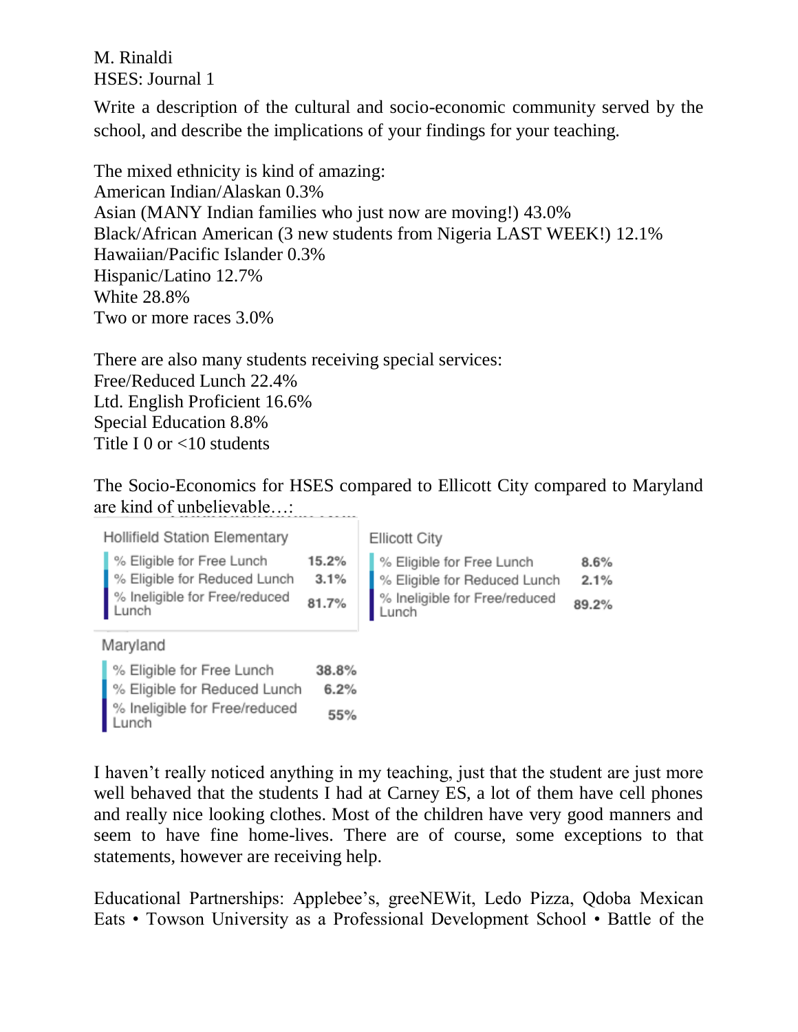M. Rinaldi
HSES: Journal 1

Write a description of the cultural and socio-economic community served by the school, and describe the implications of your findings for your teaching.

The mixed ethnicity is kind of amazing:
American Indian/Alaskan 0.3%
Asian (MANY Indian families who just now are moving!) 43.0%
Black/African American (3 new students from Nigeria LAST WEEK!) 12.1%
Hawaiian/Pacific Islander 0.3%
Hispanic/Latino 12.7%
White 28.8%
Two or more races 3.0%

There are also many students receiving special services:
Free/Reduced Lunch 22.4%
Ltd. English Proficient 16.6%
Special Education 8.8%
Title I 0 or <10 students

The Socio-Economics for HSES compared to Ellicott City compared to Maryland are kind of unbelievable…:

**Hollifield Station Elementary**

| | |
|---|---|
| % Eligible for Free Lunch | 15.2% |
| % Eligible for Reduced Lunch | 3.1% |
| % Ineligible for Free/reduced Lunch | 81.7% |

**Ellicott City**

| | |
|---|---|
| % Eligible for Free Lunch | 8.6% |
| % Eligible for Reduced Lunch | 2.1% |
| % Ineligible for Free/reduced Lunch | 89.2% |

**Maryland**

| | |
|---|---|
| % Eligible for Free Lunch | 38.8% |
| % Eligible for Reduced Lunch | 6.2% |
| % Ineligible for Free/reduced Lunch | 55% |

I haven't really noticed anything in my teaching, just that the student are just more well behaved that the students I had at Carney ES, a lot of them have cell phones and really nice looking clothes. Most of the children have very good manners and seem to have fine home-lives. There are of course, some exceptions to that statements, however are receiving help.

Educational Partnerships: Applebee's, greeNEWit, Ledo Pizza, Qdoba Mexican Eats • Towson University as a Professional Development School • Battle of the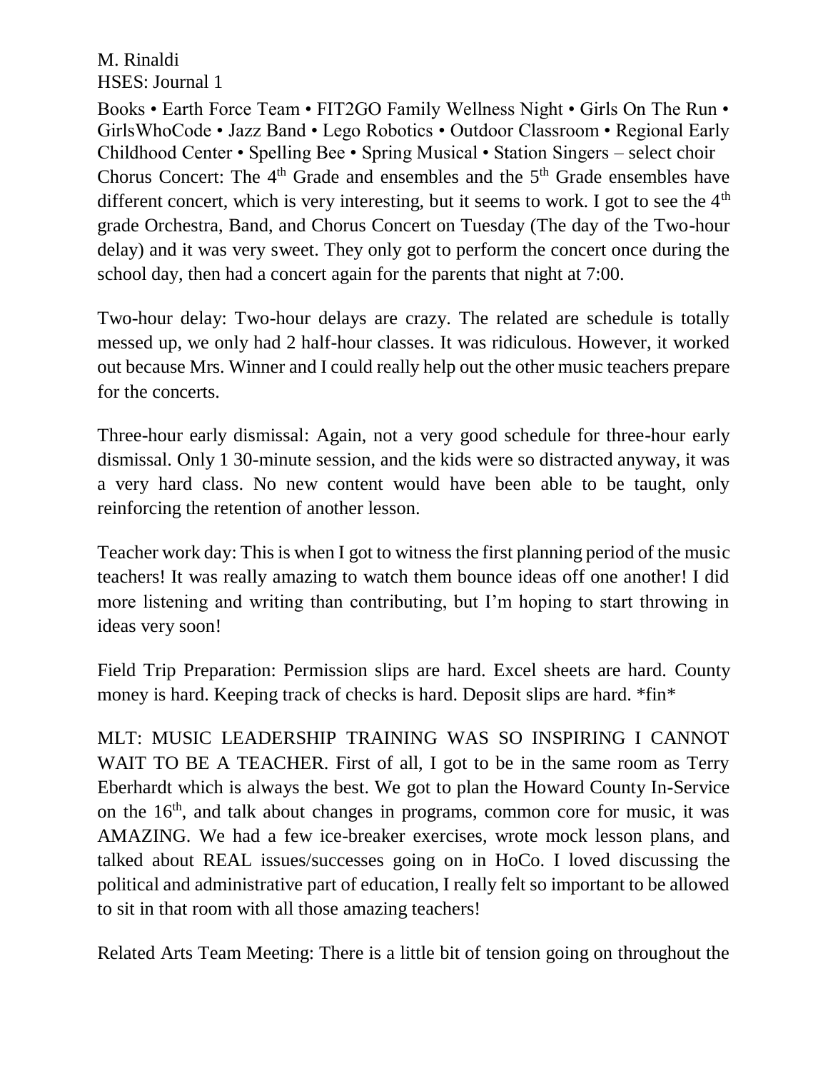M. Rinaldi
HSES: Journal 1

Books • Earth Force Team • FIT2GO Family Wellness Night • Girls On The Run • GirlsWhoCode • Jazz Band • Lego Robotics • Outdoor Classroom • Regional Early Childhood Center • Spelling Bee • Spring Musical • Station Singers – select choir

Chorus Concert: The 4th Grade and ensembles and the 5th Grade ensembles have different concert, which is very interesting, but it seems to work. I got to see the 4th grade Orchestra, Band, and Chorus Concert on Tuesday (The day of the Two-hour delay) and it was very sweet. They only got to perform the concert once during the school day, then had a concert again for the parents that night at 7:00.

Two-hour delay: Two-hour delays are crazy. The related are schedule is totally messed up, we only had 2 half-hour classes. It was ridiculous. However, it worked out because Mrs. Winner and I could really help out the other music teachers prepare for the concerts.

Three-hour early dismissal: Again, not a very good schedule for three-hour early dismissal. Only 1 30-minute session, and the kids were so distracted anyway, it was a very hard class. No new content would have been able to be taught, only reinforcing the retention of another lesson.

Teacher work day: This is when I got to witness the first planning period of the music teachers! It was really amazing to watch them bounce ideas off one another! I did more listening and writing than contributing, but I'm hoping to start throwing in ideas very soon!

Field Trip Preparation: Permission slips are hard. Excel sheets are hard. County money is hard. Keeping track of checks is hard. Deposit slips are hard. *fin*

MLT: MUSIC LEADERSHIP TRAINING WAS SO INSPIRING I CANNOT WAIT TO BE A TEACHER. First of all, I got to be in the same room as Terry Eberhardt which is always the best. We got to plan the Howard County In-Service on the 16th, and talk about changes in programs, common core for music, it was AMAZING. We had a few ice-breaker exercises, wrote mock lesson plans, and talked about REAL issues/successes going on in HoCo. I loved discussing the political and administrative part of education, I really felt so important to be allowed to sit in that room with all those amazing teachers!

Related Arts Team Meeting: There is a little bit of tension going on throughout the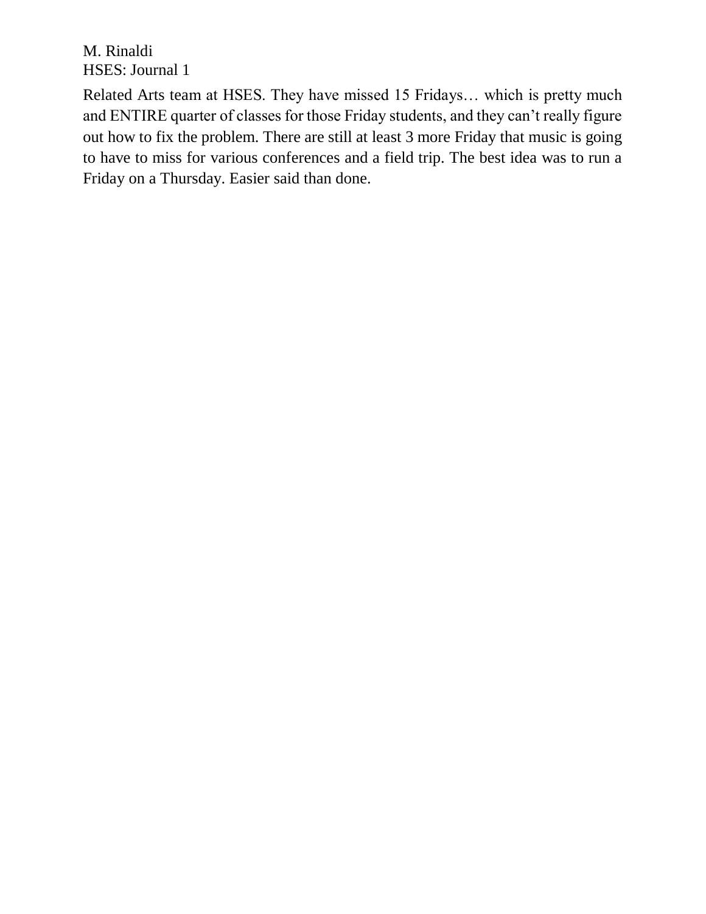M. Rinaldi
HSES: Journal 1

Related Arts team at HSES. They have missed 15 Fridays… which is pretty much and ENTIRE quarter of classes for those Friday students, and they can't really figure out how to fix the problem. There are still at least 3 more Friday that music is going to have to miss for various conferences and a field trip. The best idea was to run a Friday on a Thursday. Easier said than done.